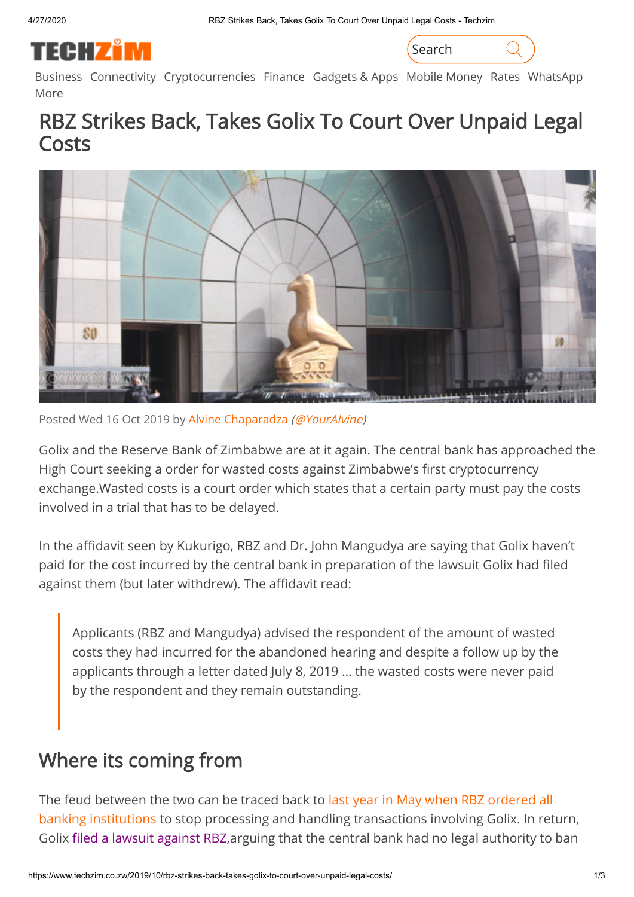# RBZ Strikes Back, Takes Golix To Court Over Unpaid Legal Costs

Posted Wed 16 Oct 2019 by Alvine Chaparadza *(@YourAlvine)*

Golix and the Reserve Bank of Zimbabwe are at it again. The central bank has approached the High Court seeking a order for wasted costs against Zimbabwe's first cryptocurrency exchange.Wasted costs is a court order which states that a certain party must pay the costs involved in a trial that has to be delayed.

In the affidavit seen by Kukurigo, RBZ and Dr. John Mangudya are saying that Golix haven't paid for the cost incurred by the central bank in preparation of the lawsuit Golix had filed against them (but later withdrew). The affidavit read:

> Applicants (RBZ and Mangudya) advised the respondent of the amount of wasted costs they had incurred for the abandoned hearing and despite a follow up by the applicants through a letter dated July 8, 2019 … the wasted costs were never paid by the respondent and they remain outstanding.

## Where its coming from

The feud between the two can be traced back to last year in May when RBZ ordered all banking institutions to stop processing and handling transactions involving Golix. In return, Golix filed a lawsuit against RBZ,arguing that the central bank had no legal authority to ban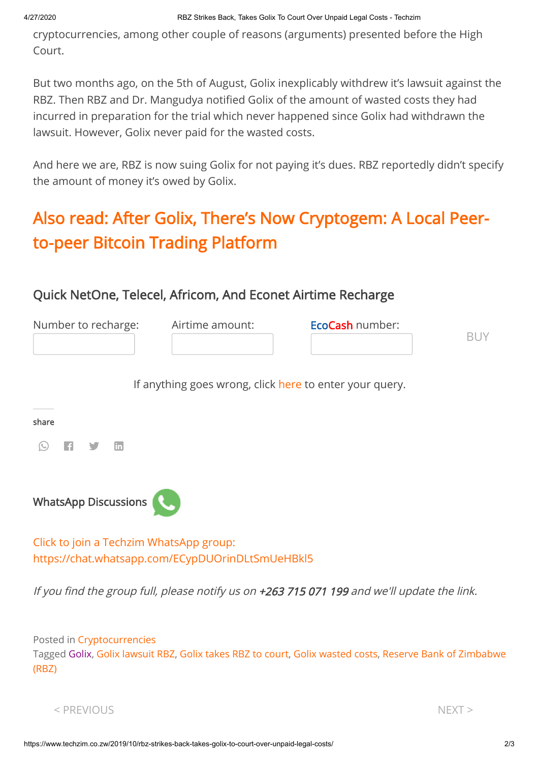cryptocurrencies, among other couple of reasons (arguments) presented before the High Court.

But two months ago, on the 5th of August, Golix inexplicably withdrew it's lawsuit against the RBZ. Then RBZ and Dr. Mangudya notified Golix of the amount of wasted costs they had incurred in preparation for the trial which never happened since Golix had withdrawn the lawsuit. However, Golix never paid for the wasted costs.

And here we are, RBZ is now suing Golix for not paying it's dues. RBZ reportedly didn't specify the amount of money it's owed by Golix.

## Also read: After Golix, There's Now Cryptogem: A Local Peer-to-peer Bitcoin Trading Platform

### Quick NetOne, Telecel, Africom, And Econet Airtime Recharge

Number to recharge: Airtime amount: EcoCash number: BUY

If anything goes wrong, click here to enter your query.

share

### WhatsApp Discussions

Click to join a Techzim WhatsApp group: https://chat.whatsapp.com/ECypDUOrinDLtSmUeHBkl5

*If you find the group full, please notify us on **+263 715 071 199** and we'll update the link.*

Posted in Cryptocurrencies
Tagged Golix, Golix lawsuit RBZ, Golix takes RBZ to court, Golix wasted costs, Reserve Bank of Zimbabwe (RBZ)

< PREVIOUS NEXT >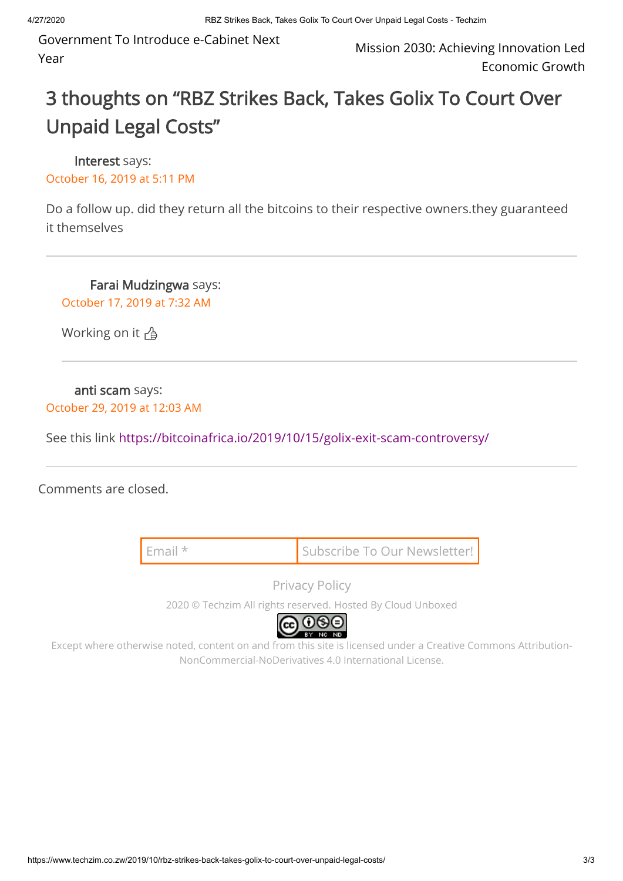Government To Introduce e-Cabinet Next Year

Mission 2030: Achieving Innovation Led Economic Growth

# 3 thoughts on "RBZ Strikes Back, Takes Golix To Court Over Unpaid Legal Costs"

**Interest** says:
October 16, 2019 at 5:11 PM

Do a follow up. did they return all the bitcoins to their respective owners.they guaranteed it themselves

---

**Farai Mudzingwa** says:
October 17, 2019 at 7:32 AM

Working on it 👍

---

**anti scam** says:
October 29, 2019 at 12:03 AM

See this link https://bitcoinafrica.io/2019/10/15/golix-exit-scam-controversy/

---

Comments are closed.

Email * | Subscribe To Our Newsletter!

Privacy Policy

2020 © Techzim All rights reserved. Hosted By Cloud Unboxed

Except where otherwise noted, content on and from this site is licensed under a Creative Commons Attribution-NonCommercial-NoDerivatives 4.0 International License.